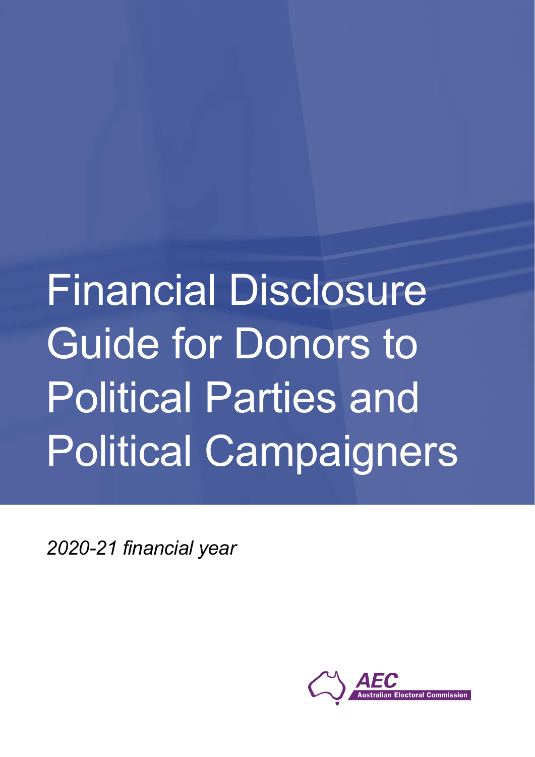# Financial Disclosure Guide for Donors to Political Parties and Political Campaigners

*2020-21 financial year*

AEC
Australian Electoral Commission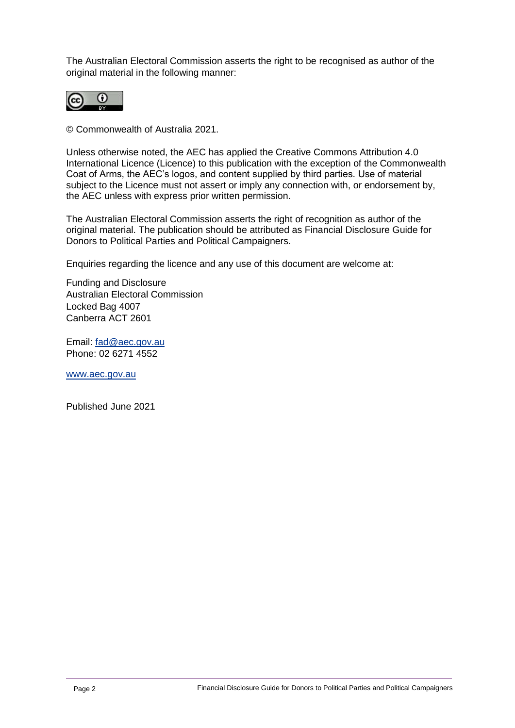The Australian Electoral Commission asserts the right to be recognised as author of the original material in the following manner:

© Commonwealth of Australia 2021.

Unless otherwise noted, the AEC has applied the Creative Commons Attribution 4.0 International Licence (Licence) to this publication with the exception of the Commonwealth Coat of Arms, the AEC's logos, and content supplied by third parties. Use of material subject to the Licence must not assert or imply any connection with, or endorsement by, the AEC unless with express prior written permission.

The Australian Electoral Commission asserts the right of recognition as author of the original material. The publication should be attributed as Financial Disclosure Guide for Donors to Political Parties and Political Campaigners.

Enquiries regarding the licence and any use of this document are welcome at:

Funding and Disclosure
Australian Electoral Commission
Locked Bag 4007
Canberra ACT 2601

Email: fad@aec.gov.au
Phone: 02 6271 4552

www.aec.gov.au

Published June 2021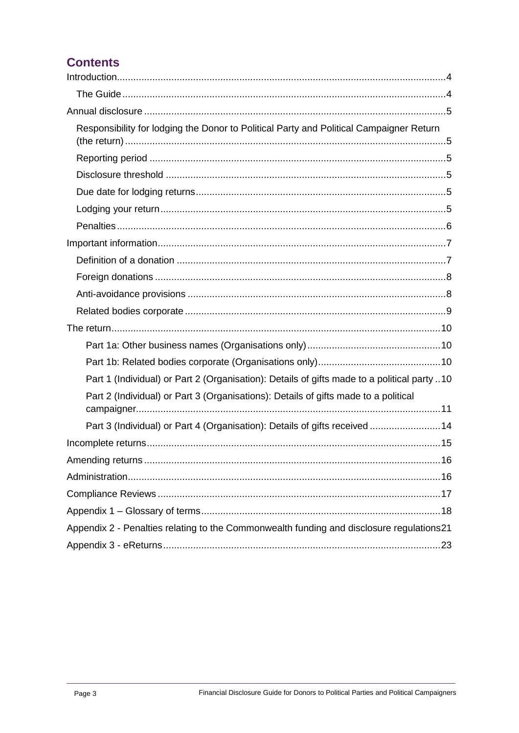# Contents

- Introduction ... 4
  - The Guide ... 4
- Annual disclosure ... 5
  - Responsibility for lodging the Donor to Political Party and Political Campaigner Return (the return) ... 5
  - Reporting period ... 5
  - Disclosure threshold ... 5
  - Due date for lodging returns ... 5
  - Lodging your return ... 5
  - Penalties ... 6
- Important information ... 7
  - Definition of a donation ... 7
  - Foreign donations ... 8
  - Anti-avoidance provisions ... 8
  - Related bodies corporate ... 9
- The return ... 10
  - Part 1a: Other business names (Organisations only) ... 10
  - Part 1b: Related bodies corporate (Organisations only) ... 10
  - Part 1 (Individual) or Part 2 (Organisation): Details of gifts made to a political party ... 10
  - Part 2 (Individual) or Part 3 (Organisations): Details of gifts made to a political campaigner ... 11
  - Part 3 (Individual) or Part 4 (Organisation): Details of gifts received ... 14
- Incomplete returns ... 15
- Amending returns ... 16
- Administration ... 16
- Compliance Reviews ... 17
- Appendix 1 – Glossary of terms ... 18
- Appendix 2 - Penalties relating to the Commonwealth funding and disclosure regulations ... 21
- Appendix 3 - eReturns ... 23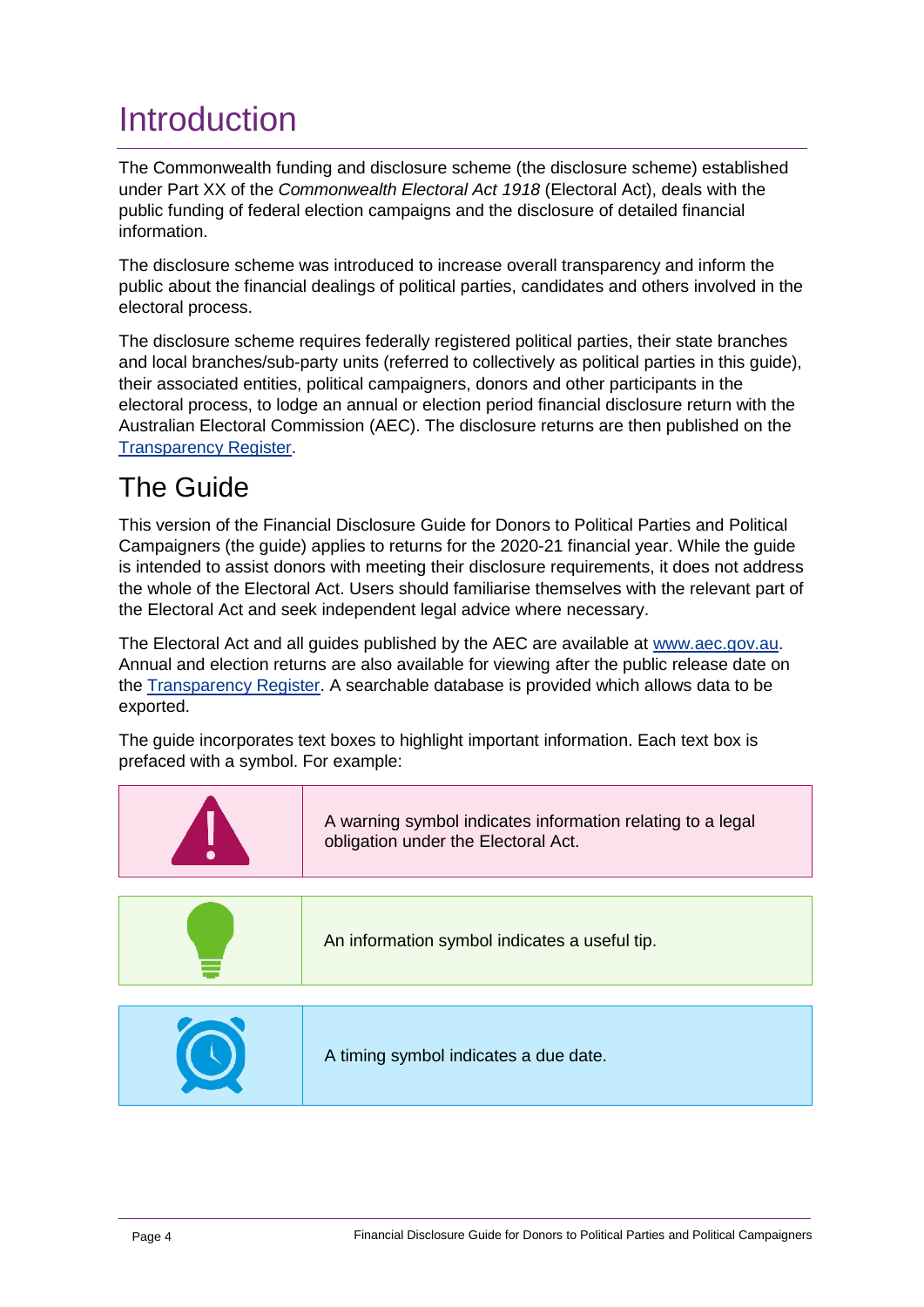# Introduction

The Commonwealth funding and disclosure scheme (the disclosure scheme) established under Part XX of the *Commonwealth Electoral Act 1918* (Electoral Act), deals with the public funding of federal election campaigns and the disclosure of detailed financial information.

The disclosure scheme was introduced to increase overall transparency and inform the public about the financial dealings of political parties, candidates and others involved in the electoral process.

The disclosure scheme requires federally registered political parties, their state branches and local branches/sub-party units (referred to collectively as political parties in this guide), their associated entities, political campaigners, donors and other participants in the electoral process, to lodge an annual or election period financial disclosure return with the Australian Electoral Commission (AEC). The disclosure returns are then published on the Transparency Register.

## The Guide

This version of the Financial Disclosure Guide for Donors to Political Parties and Political Campaigners (the guide) applies to returns for the 2020-21 financial year. While the guide is intended to assist donors with meeting their disclosure requirements, it does not address the whole of the Electoral Act. Users should familiarise themselves with the relevant part of the Electoral Act and seek independent legal advice where necessary.

The Electoral Act and all guides published by the AEC are available at www.aec.gov.au. Annual and election returns are also available for viewing after the public release date on the Transparency Register. A searchable database is provided which allows data to be exported.

The guide incorporates text boxes to highlight important information. Each text box is prefaced with a symbol. For example:

| | |
|---|---|
| ! | A warning symbol indicates information relating to a legal obligation under the Electoral Act. |
| | An information symbol indicates a useful tip. |
| | A timing symbol indicates a due date. |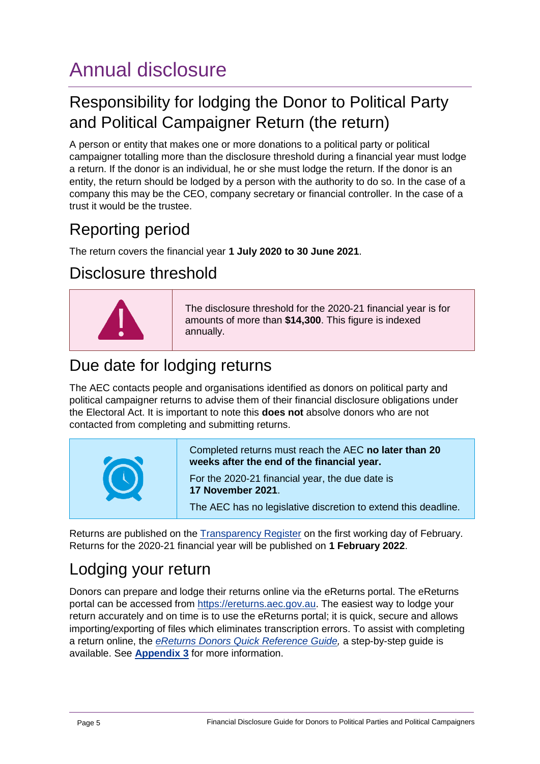# Annual disclosure

## Responsibility for lodging the Donor to Political Party and Political Campaigner Return (the return)

A person or entity that makes one or more donations to a political party or political campaigner totalling more than the disclosure threshold during a financial year must lodge a return. If the donor is an individual, he or she must lodge the return. If the donor is an entity, the return should be lodged by a person with the authority to do so. In the case of a company this may be the CEO, company secretary or financial controller. In the case of a trust it would be the trustee.

## Reporting period

The return covers the financial year **1 July 2020 to 30 June 2021**.

## Disclosure threshold

The disclosure threshold for the 2020-21 financial year is for amounts of more than **$14,300**. This figure is indexed annually.

## Due date for lodging returns

The AEC contacts people and organisations identified as donors on political party and political campaigner returns to advise them of their financial disclosure obligations under the Electoral Act. It is important to note this **does not** absolve donors who are not contacted from completing and submitting returns.

Completed returns must reach the AEC **no later than 20 weeks after the end of the financial year.**

For the 2020-21 financial year, the due date is **17 November 2021**.

The AEC has no legislative discretion to extend this deadline.

Returns are published on the Transparency Register on the first working day of February. Returns for the 2020-21 financial year will be published on **1 February 2022**.

## Lodging your return

Donors can prepare and lodge their returns online via the eReturns portal. The eReturns portal can be accessed from https://ereturns.aec.gov.au. The easiest way to lodge your return accurately and on time is to use the eReturns portal; it is quick, secure and allows importing/exporting of files which eliminates transcription errors. To assist with completing a return online, the *eReturns Donors Quick Reference Guide*, a step-by-step guide is available. See **Appendix 3** for more information.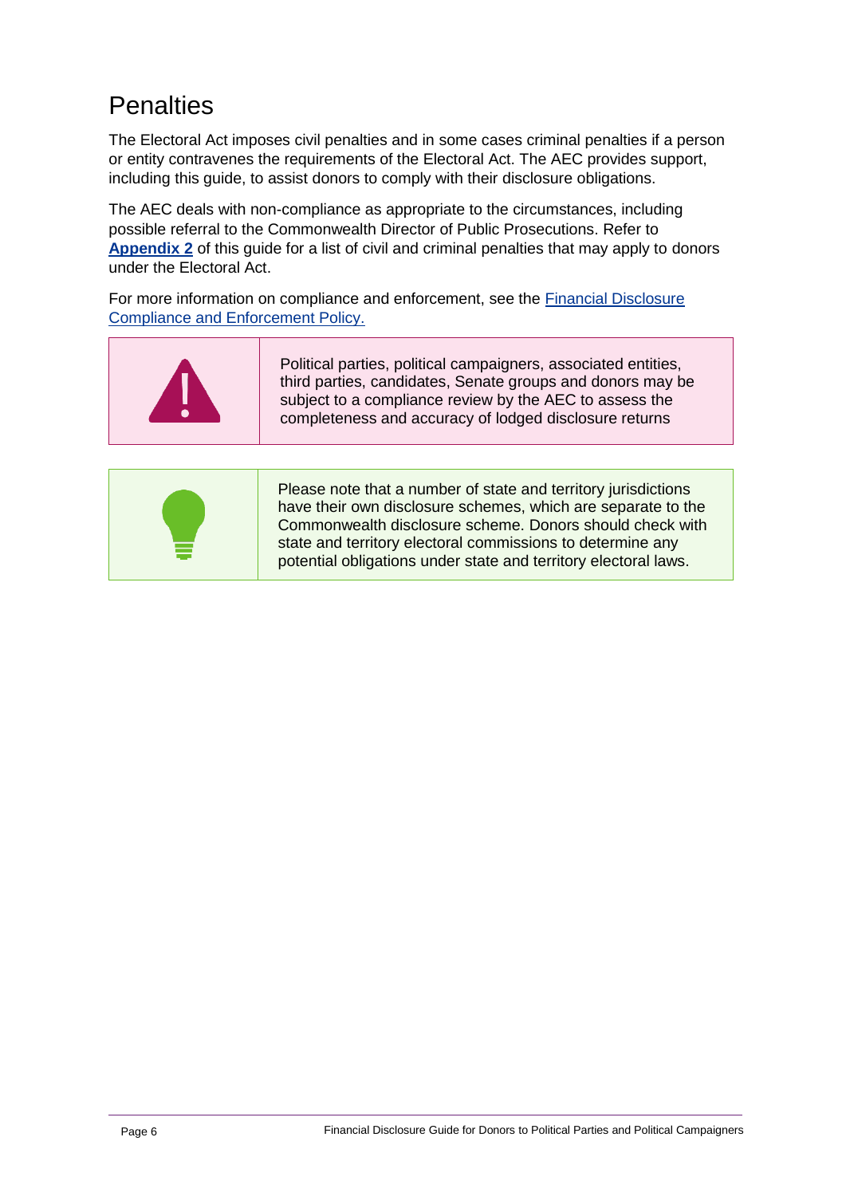# Penalties

The Electoral Act imposes civil penalties and in some cases criminal penalties if a person or entity contravenes the requirements of the Electoral Act. The AEC provides support, including this guide, to assist donors to comply with their disclosure obligations.

The AEC deals with non-compliance as appropriate to the circumstances, including possible referral to the Commonwealth Director of Public Prosecutions. Refer to **Appendix 2** of this guide for a list of civil and criminal penalties that may apply to donors under the Electoral Act.

For more information on compliance and enforcement, see the Financial Disclosure Compliance and Enforcement Policy.

Political parties, political campaigners, associated entities, third parties, candidates, Senate groups and donors may be subject to a compliance review by the AEC to assess the completeness and accuracy of lodged disclosure returns

Please note that a number of state and territory jurisdictions have their own disclosure schemes, which are separate to the Commonwealth disclosure scheme. Donors should check with state and territory electoral commissions to determine any potential obligations under state and territory electoral laws.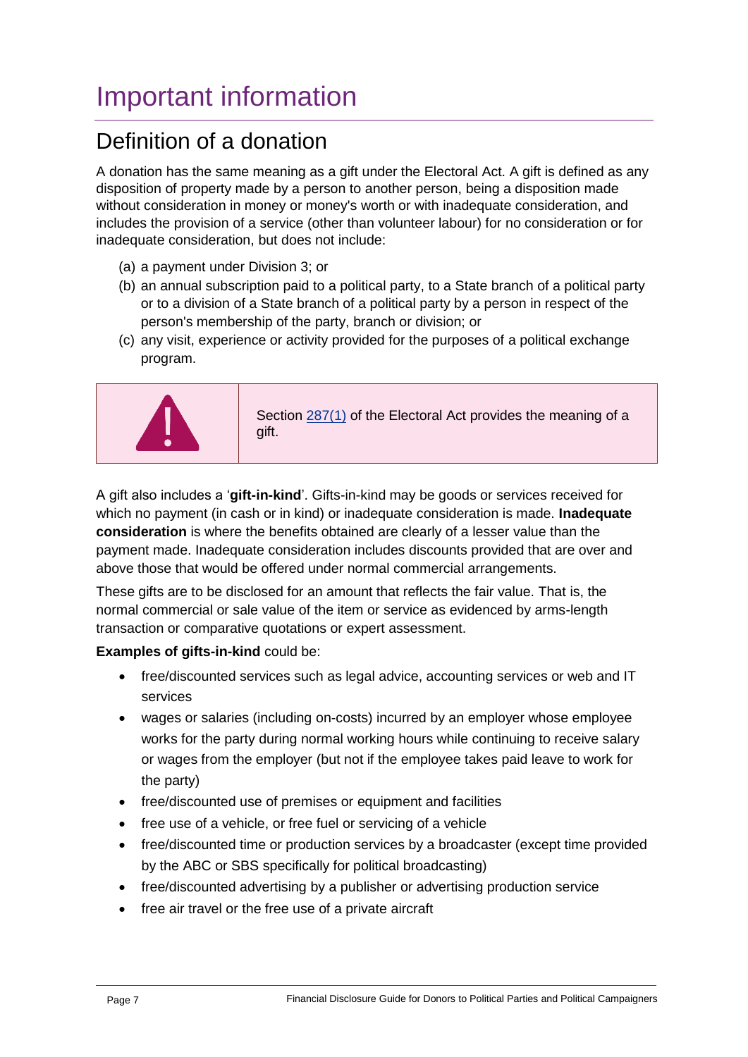# Important information

## Definition of a donation

A donation has the same meaning as a gift under the Electoral Act. A gift is defined as any disposition of property made by a person to another person, being a disposition made without consideration in money or money's worth or with inadequate consideration, and includes the provision of a service (other than volunteer labour) for no consideration or for inadequate consideration, but does not include:

(a) a payment under Division 3; or
(b) an annual subscription paid to a political party, to a State branch of a political party or to a division of a State branch of a political party by a person in respect of the person's membership of the party, branch or division; or
(c) any visit, experience or activity provided for the purposes of a political exchange program.

> Section 287(1) of the Electoral Act provides the meaning of a gift.

A gift also includes a '**gift-in-kind**'. Gifts-in-kind may be goods or services received for which no payment (in cash or in kind) or inadequate consideration is made. **Inadequate consideration** is where the benefits obtained are clearly of a lesser value than the payment made. Inadequate consideration includes discounts provided that are over and above those that would be offered under normal commercial arrangements.

These gifts are to be disclosed for an amount that reflects the fair value. That is, the normal commercial or sale value of the item or service as evidenced by arms-length transaction or comparative quotations or expert assessment.

**Examples of gifts-in-kind** could be:

- free/discounted services such as legal advice, accounting services or web and IT services
- wages or salaries (including on-costs) incurred by an employer whose employee works for the party during normal working hours while continuing to receive salary or wages from the employer (but not if the employee takes paid leave to work for the party)
- free/discounted use of premises or equipment and facilities
- free use of a vehicle, or free fuel or servicing of a vehicle
- free/discounted time or production services by a broadcaster (except time provided by the ABC or SBS specifically for political broadcasting)
- free/discounted advertising by a publisher or advertising production service
- free air travel or the free use of a private aircraft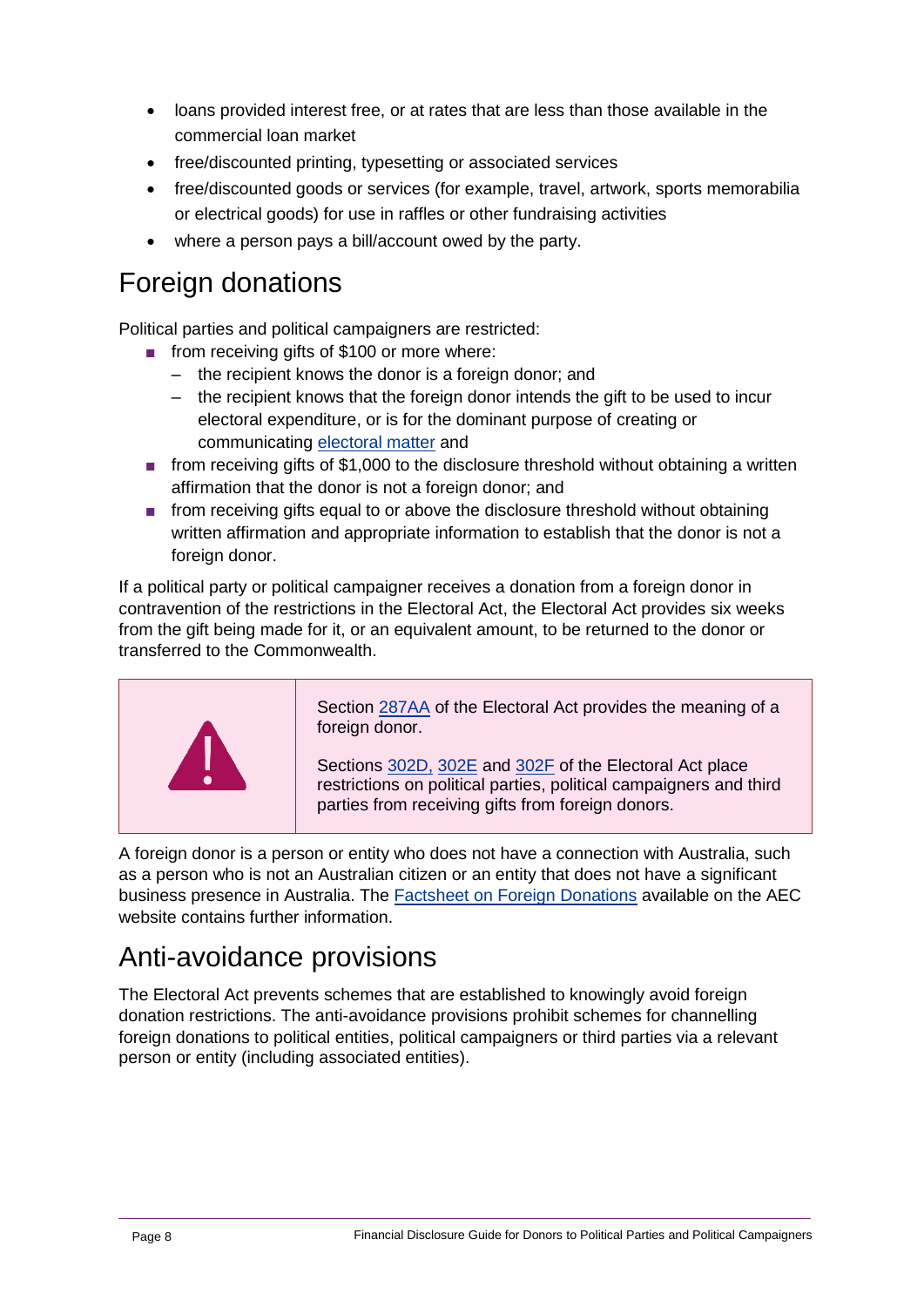- loans provided interest free, or at rates that are less than those available in the commercial loan market
- free/discounted printing, typesetting or associated services
- free/discounted goods or services (for example, travel, artwork, sports memorabilia or electrical goods) for use in raffles or other fundraising activities
- where a person pays a bill/account owed by the party.

## Foreign donations

Political parties and political campaigners are restricted:

- from receiving gifts of $100 or more where:
  - the recipient knows the donor is a foreign donor; and
  - the recipient knows that the foreign donor intends the gift to be used to incur electoral expenditure, or is for the dominant purpose of creating or communicating electoral matter and
- from receiving gifts of $1,000 to the disclosure threshold without obtaining a written affirmation that the donor is not a foreign donor; and
- from receiving gifts equal to or above the disclosure threshold without obtaining written affirmation and appropriate information to establish that the donor is not a foreign donor.

If a political party or political campaigner receives a donation from a foreign donor in contravention of the restrictions in the Electoral Act, the Electoral Act provides six weeks from the gift being made for it, or an equivalent amount, to be returned to the donor or transferred to the Commonwealth.

> Section 287AA of the Electoral Act provides the meaning of a foreign donor.
>
> Sections 302D, 302E and 302F of the Electoral Act place restrictions on political parties, political campaigners and third parties from receiving gifts from foreign donors.

A foreign donor is a person or entity who does not have a connection with Australia, such as a person who is not an Australian citizen or an entity that does not have a significant business presence in Australia. The Factsheet on Foreign Donations available on the AEC website contains further information.

## Anti-avoidance provisions

The Electoral Act prevents schemes that are established to knowingly avoid foreign donation restrictions. The anti-avoidance provisions prohibit schemes for channelling foreign donations to political entities, political campaigners or third parties via a relevant person or entity (including associated entities).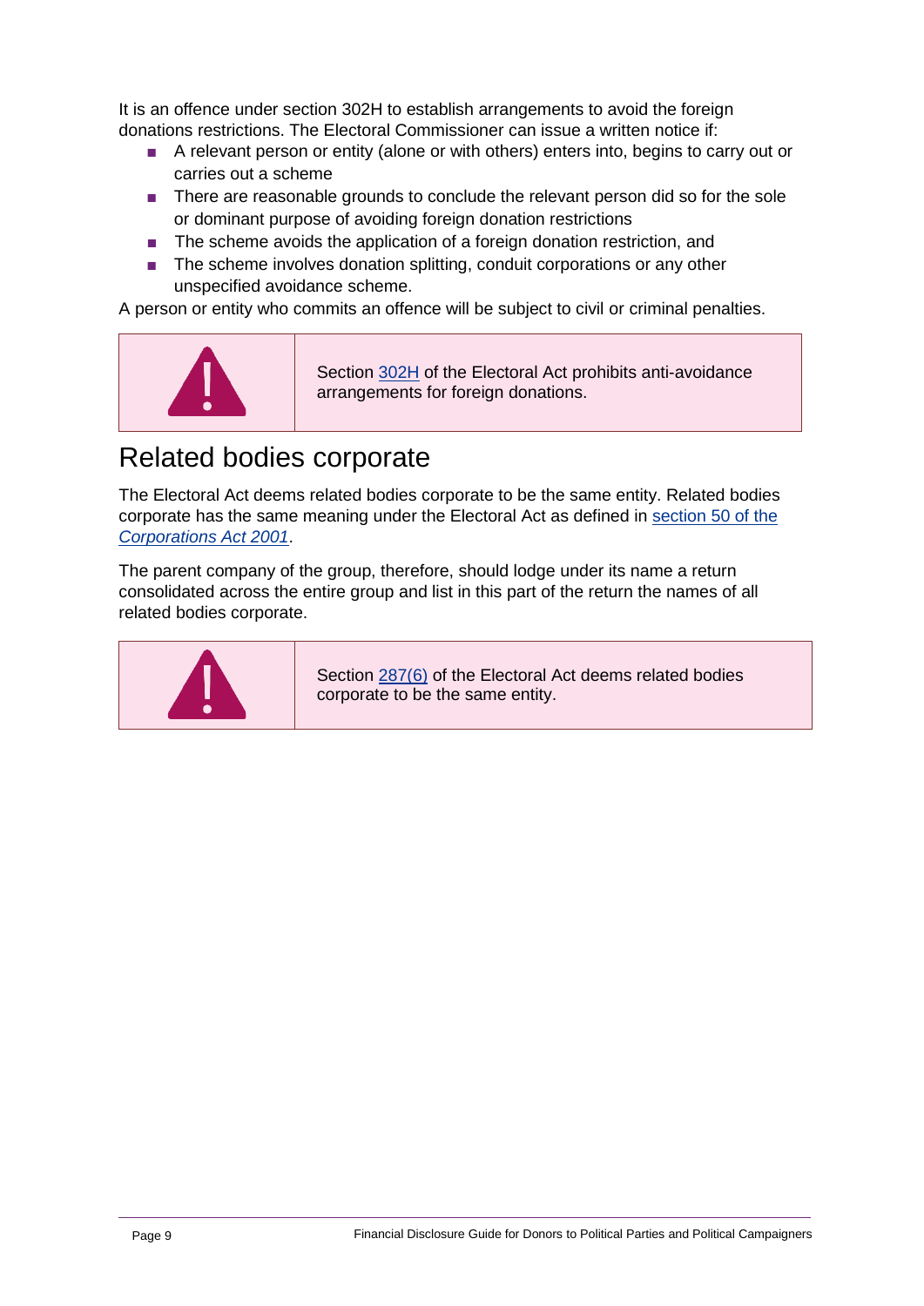It is an offence under section 302H to establish arrangements to avoid the foreign donations restrictions. The Electoral Commissioner can issue a written notice if:

- A relevant person or entity (alone or with others) enters into, begins to carry out or carries out a scheme
- There are reasonable grounds to conclude the relevant person did so for the sole or dominant purpose of avoiding foreign donation restrictions
- The scheme avoids the application of a foreign donation restriction, and
- The scheme involves donation splitting, conduit corporations or any other unspecified avoidance scheme.

A person or entity who commits an offence will be subject to civil or criminal penalties.

> Section 302H of the Electoral Act prohibits anti-avoidance arrangements for foreign donations.

## Related bodies corporate

The Electoral Act deems related bodies corporate to be the same entity. Related bodies corporate has the same meaning under the Electoral Act as defined in section 50 of the *Corporations Act 2001*.

The parent company of the group, therefore, should lodge under its name a return consolidated across the entire group and list in this part of the return the names of all related bodies corporate.

> Section 287(6) of the Electoral Act deems related bodies corporate to be the same entity.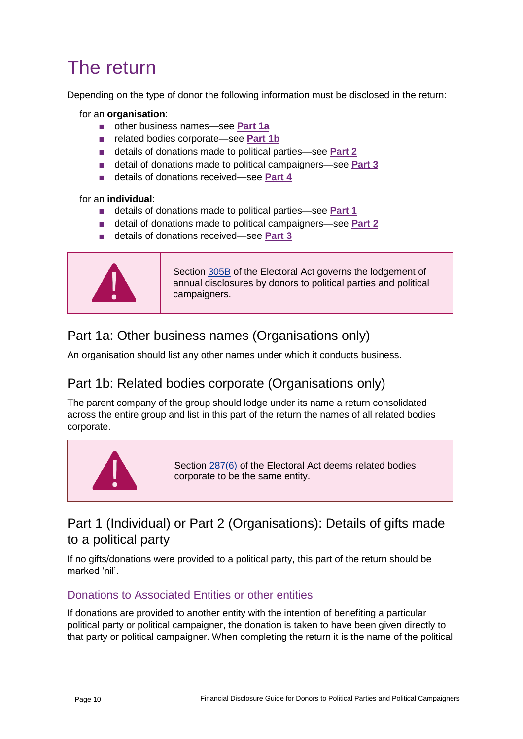# The return

Depending on the type of donor the following information must be disclosed in the return:

for an **organisation**:

- other business names—see **Part 1a**
- related bodies corporate—see **Part 1b**
- details of donations made to political parties—see **Part 2**
- detail of donations made to political campaigners—see **Part 3**
- details of donations received—see **Part 4**

for an **individual**:

- details of donations made to political parties—see **Part 1**
- detail of donations made to political campaigners—see **Part 2**
- details of donations received—see **Part 3**

> Section 305B of the Electoral Act governs the lodgement of annual disclosures by donors to political parties and political campaigners.

## Part 1a: Other business names (Organisations only)

An organisation should list any other names under which it conducts business.

## Part 1b: Related bodies corporate (Organisations only)

The parent company of the group should lodge under its name a return consolidated across the entire group and list in this part of the return the names of all related bodies corporate.

> Section 287(6) of the Electoral Act deems related bodies corporate to be the same entity.

## Part 1 (Individual) or Part 2 (Organisations): Details of gifts made to a political party

If no gifts/donations were provided to a political party, this part of the return should be marked 'nil'.

### Donations to Associated Entities or other entities

If donations are provided to another entity with the intention of benefiting a particular political party or political campaigner, the donation is taken to have been given directly to that party or political campaigner. When completing the return it is the name of the political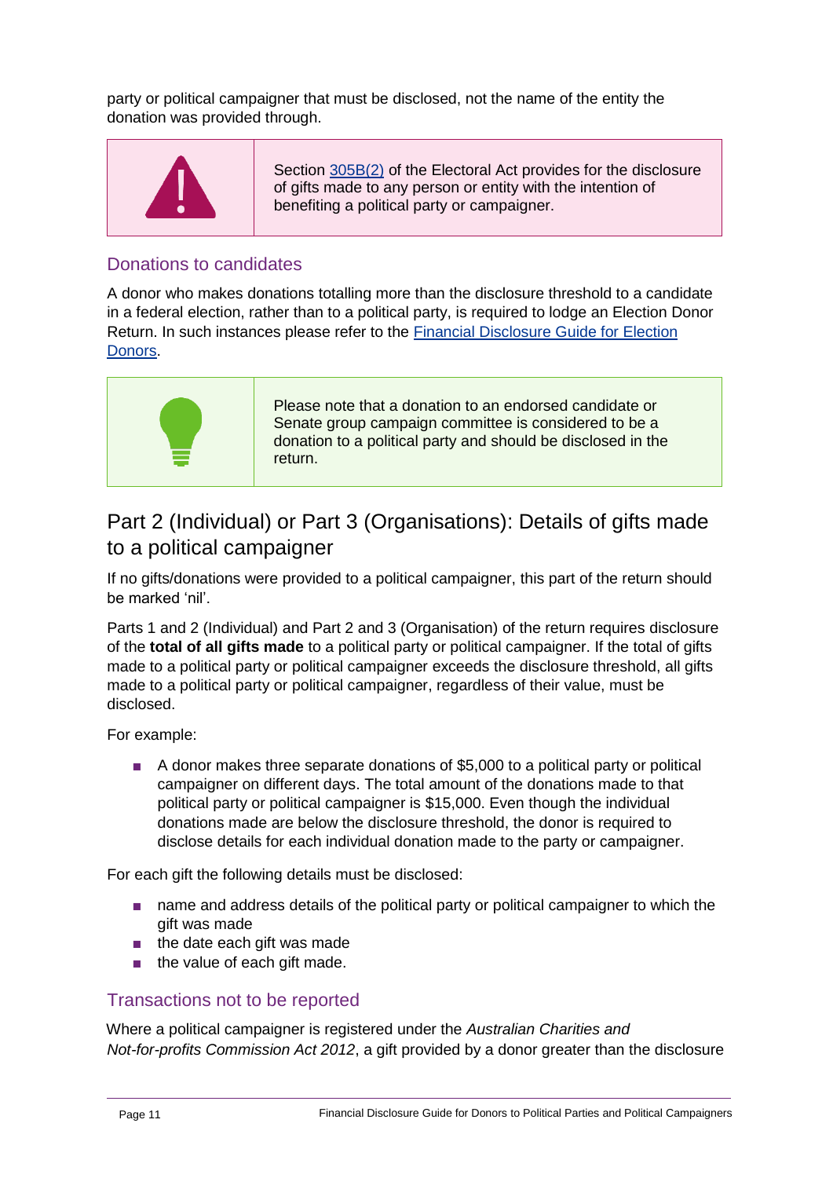party or political campaigner that must be disclosed, not the name of the entity the donation was provided through.

> Section [305B(2)](#) of the Electoral Act provides for the disclosure of gifts made to any person or entity with the intention of benefiting a political party or campaigner.

### Donations to candidates

A donor who makes donations totalling more than the disclosure threshold to a candidate in a federal election, rather than to a political party, is required to lodge an Election Donor Return. In such instances please refer to the [Financial Disclosure Guide for Election Donors](#).

> Please note that a donation to an endorsed candidate or Senate group campaign committee is considered to be a donation to a political party and should be disclosed in the return.

## Part 2 (Individual) or Part 3 (Organisations): Details of gifts made to a political campaigner

If no gifts/donations were provided to a political campaigner, this part of the return should be marked 'nil'.

Parts 1 and 2 (Individual) and Part 2 and 3 (Organisation) of the return requires disclosure of the **total of all gifts made** to a political party or political campaigner. If the total of gifts made to a political party or political campaigner exceeds the disclosure threshold, all gifts made to a political party or political campaigner, regardless of their value, must be disclosed.

For example:

- A donor makes three separate donations of $5,000 to a political party or political campaigner on different days. The total amount of the donations made to that political party or political campaigner is $15,000. Even though the individual donations made are below the disclosure threshold, the donor is required to disclose details for each individual donation made to the party or campaigner.

For each gift the following details must be disclosed:

- name and address details of the political party or political campaigner to which the gift was made
- the date each gift was made
- the value of each gift made.

### Transactions not to be reported

Where a political campaigner is registered under the *Australian Charities and Not-for-profits Commission Act 2012*, a gift provided by a donor greater than the disclosure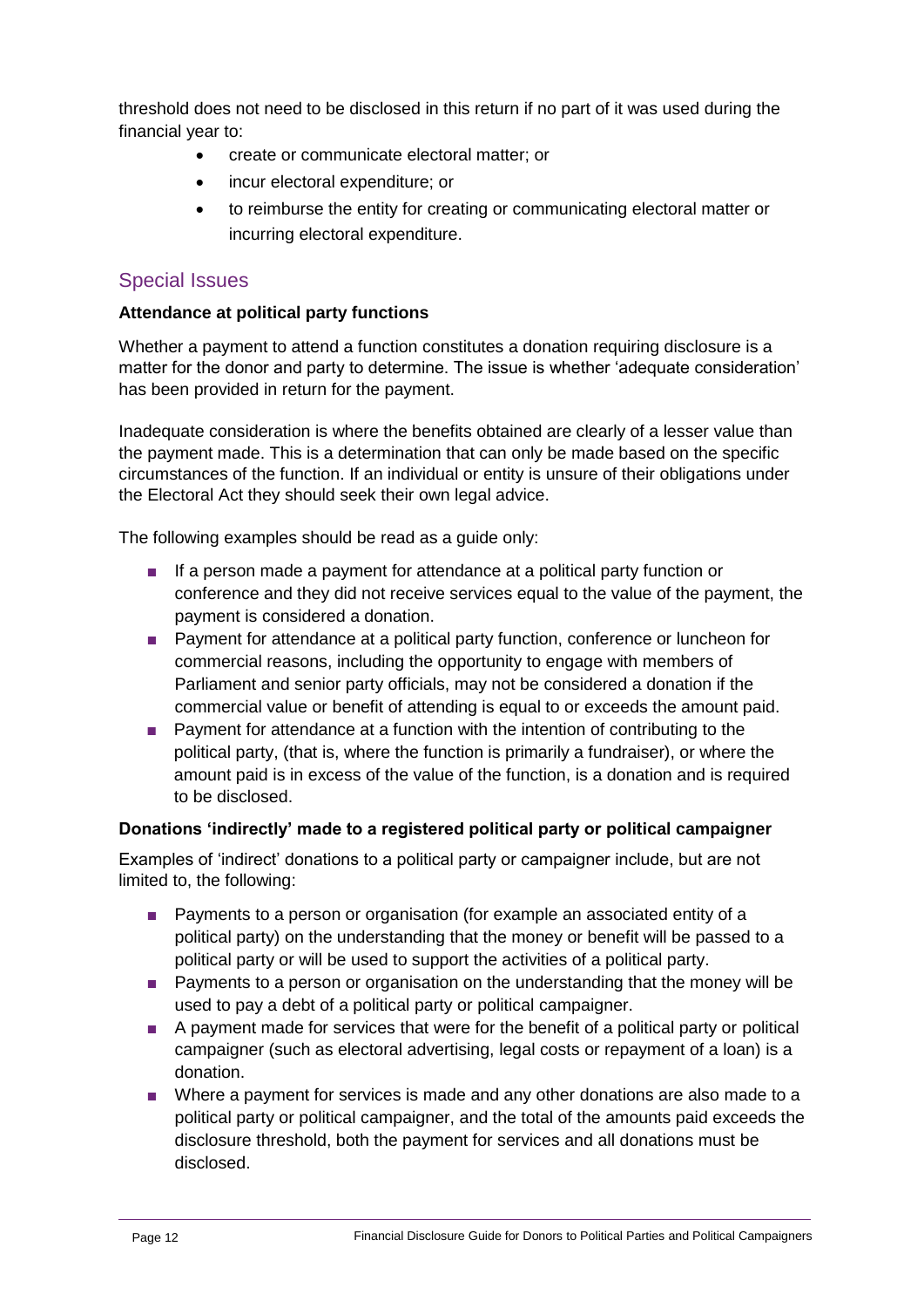threshold does not need to be disclosed in this return if no part of it was used during the financial year to:

- create or communicate electoral matter; or
- incur electoral expenditure; or
- to reimburse the entity for creating or communicating electoral matter or incurring electoral expenditure.

## Special Issues

**Attendance at political party functions**

Whether a payment to attend a function constitutes a donation requiring disclosure is a matter for the donor and party to determine. The issue is whether 'adequate consideration' has been provided in return for the payment.

Inadequate consideration is where the benefits obtained are clearly of a lesser value than the payment made. This is a determination that can only be made based on the specific circumstances of the function. If an individual or entity is unsure of their obligations under the Electoral Act they should seek their own legal advice.

The following examples should be read as a guide only:

- If a person made a payment for attendance at a political party function or conference and they did not receive services equal to the value of the payment, the payment is considered a donation.
- Payment for attendance at a political party function, conference or luncheon for commercial reasons, including the opportunity to engage with members of Parliament and senior party officials, may not be considered a donation if the commercial value or benefit of attending is equal to or exceeds the amount paid.
- Payment for attendance at a function with the intention of contributing to the political party, (that is, where the function is primarily a fundraiser), or where the amount paid is in excess of the value of the function, is a donation and is required to be disclosed.

**Donations 'indirectly' made to a registered political party or political campaigner**

Examples of 'indirect' donations to a political party or campaigner include, but are not limited to, the following:

- Payments to a person or organisation (for example an associated entity of a political party) on the understanding that the money or benefit will be passed to a political party or will be used to support the activities of a political party.
- Payments to a person or organisation on the understanding that the money will be used to pay a debt of a political party or political campaigner.
- A payment made for services that were for the benefit of a political party or political campaigner (such as electoral advertising, legal costs or repayment of a loan) is a donation.
- Where a payment for services is made and any other donations are also made to a political party or political campaigner, and the total of the amounts paid exceeds the disclosure threshold, both the payment for services and all donations must be disclosed.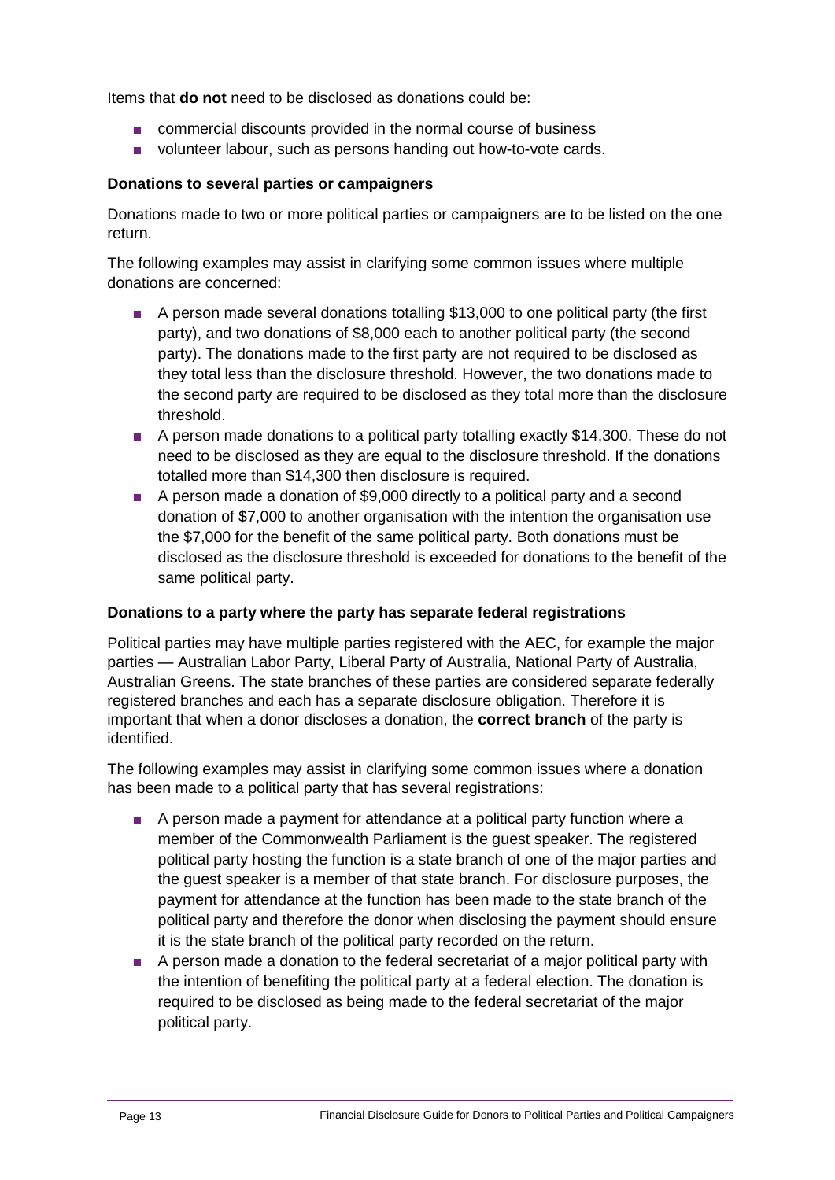Items that **do not** need to be disclosed as donations could be:

- commercial discounts provided in the normal course of business
- volunteer labour, such as persons handing out how-to-vote cards.

#### Donations to several parties or campaigners

Donations made to two or more political parties or campaigners are to be listed on the one return.

The following examples may assist in clarifying some common issues where multiple donations are concerned:

- A person made several donations totalling $13,000 to one political party (the first party), and two donations of $8,000 each to another political party (the second party). The donations made to the first party are not required to be disclosed as they total less than the disclosure threshold. However, the two donations made to the second party are required to be disclosed as they total more than the disclosure threshold.
- A person made donations to a political party totalling exactly $14,300. These do not need to be disclosed as they are equal to the disclosure threshold. If the donations totalled more than $14,300 then disclosure is required.
- A person made a donation of $9,000 directly to a political party and a second donation of $7,000 to another organisation with the intention the organisation use the $7,000 for the benefit of the same political party. Both donations must be disclosed as the disclosure threshold is exceeded for donations to the benefit of the same political party.

#### Donations to a party where the party has separate federal registrations

Political parties may have multiple parties registered with the AEC, for example the major parties — Australian Labor Party, Liberal Party of Australia, National Party of Australia, Australian Greens. The state branches of these parties are considered separate federally registered branches and each has a separate disclosure obligation. Therefore it is important that when a donor discloses a donation, the **correct branch** of the party is identified.

The following examples may assist in clarifying some common issues where a donation has been made to a political party that has several registrations:

- A person made a payment for attendance at a political party function where a member of the Commonwealth Parliament is the guest speaker. The registered political party hosting the function is a state branch of one of the major parties and the guest speaker is a member of that state branch. For disclosure purposes, the payment for attendance at the function has been made to the state branch of the political party and therefore the donor when disclosing the payment should ensure it is the state branch of the political party recorded on the return.
- A person made a donation to the federal secretariat of a major political party with the intention of benefiting the political party at a federal election. The donation is required to be disclosed as being made to the federal secretariat of the major political party.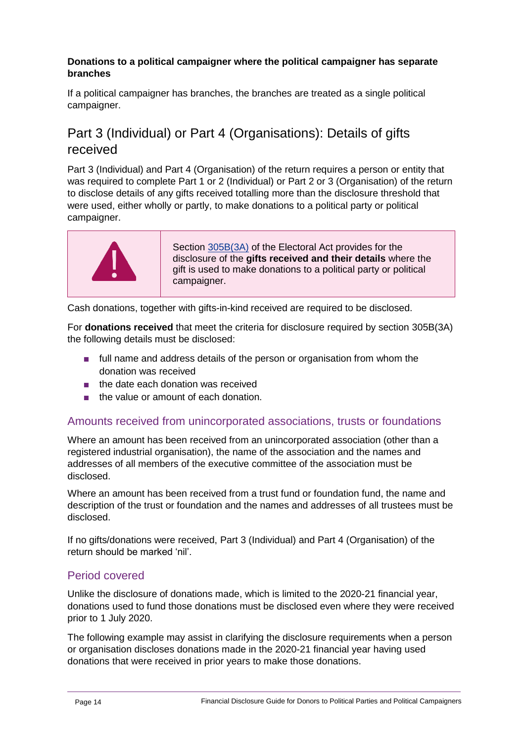**Donations to a political campaigner where the political campaigner has separate branches**

If a political campaigner has branches, the branches are treated as a single political campaigner.

## Part 3 (Individual) or Part 4 (Organisations): Details of gifts received

Part 3 (Individual) and Part 4 (Organisation) of the return requires a person or entity that was required to complete Part 1 or 2 (Individual) or Part 2 or 3 (Organisation) of the return to disclose details of any gifts received totalling more than the disclosure threshold that were used, either wholly or partly, to make donations to a political party or political campaigner.

> Section 305B(3A) of the Electoral Act provides for the disclosure of the **gifts received and their details** where the gift is used to make donations to a political party or political campaigner.

Cash donations, together with gifts-in-kind received are required to be disclosed.

For **donations received** that meet the criteria for disclosure required by section 305B(3A) the following details must be disclosed:

- full name and address details of the person or organisation from whom the donation was received
- the date each donation was received
- the value or amount of each donation.

### Amounts received from unincorporated associations, trusts or foundations

Where an amount has been received from an unincorporated association (other than a registered industrial organisation), the name of the association and the names and addresses of all members of the executive committee of the association must be disclosed.

Where an amount has been received from a trust fund or foundation fund, the name and description of the trust or foundation and the names and addresses of all trustees must be disclosed.

If no gifts/donations were received, Part 3 (Individual) and Part 4 (Organisation) of the return should be marked 'nil'.

### Period covered

Unlike the disclosure of donations made, which is limited to the 2020-21 financial year, donations used to fund those donations must be disclosed even where they were received prior to 1 July 2020.

The following example may assist in clarifying the disclosure requirements when a person or organisation discloses donations made in the 2020-21 financial year having used donations that were received in prior years to make those donations.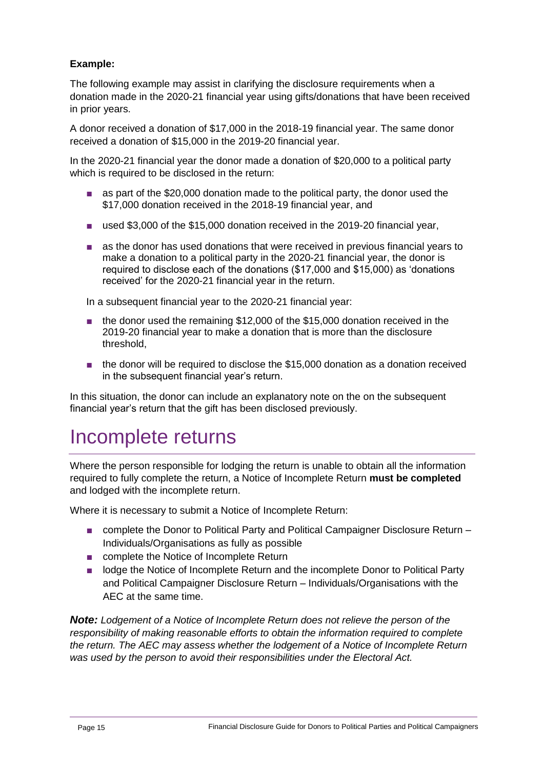**Example:**

The following example may assist in clarifying the disclosure requirements when a donation made in the 2020-21 financial year using gifts/donations that have been received in prior years.

A donor received a donation of $17,000 in the 2018-19 financial year. The same donor received a donation of $15,000 in the 2019-20 financial year.

In the 2020-21 financial year the donor made a donation of $20,000 to a political party which is required to be disclosed in the return:

- as part of the $20,000 donation made to the political party, the donor used the $17,000 donation received in the 2018-19 financial year, and
- used $3,000 of the $15,000 donation received in the 2019-20 financial year,
- as the donor has used donations that were received in previous financial years to make a donation to a political party in the 2020-21 financial year, the donor is required to disclose each of the donations ($17,000 and $15,000) as 'donations received' for the 2020-21 financial year in the return.

In a subsequent financial year to the 2020-21 financial year:

- the donor used the remaining $12,000 of the $15,000 donation received in the 2019-20 financial year to make a donation that is more than the disclosure threshold,
- the donor will be required to disclose the $15,000 donation as a donation received in the subsequent financial year's return.

In this situation, the donor can include an explanatory note on the on the subsequent financial year's return that the gift has been disclosed previously.

# Incomplete returns

Where the person responsible for lodging the return is unable to obtain all the information required to fully complete the return, a Notice of Incomplete Return **must be completed** and lodged with the incomplete return.

Where it is necessary to submit a Notice of Incomplete Return:

- complete the Donor to Political Party and Political Campaigner Disclosure Return – Individuals/Organisations as fully as possible
- complete the Notice of Incomplete Return
- lodge the Notice of Incomplete Return and the incomplete Donor to Political Party and Political Campaigner Disclosure Return – Individuals/Organisations with the AEC at the same time.

***Note:*** *Lodgement of a Notice of Incomplete Return does not relieve the person of the responsibility of making reasonable efforts to obtain the information required to complete the return. The AEC may assess whether the lodgement of a Notice of Incomplete Return was used by the person to avoid their responsibilities under the Electoral Act.*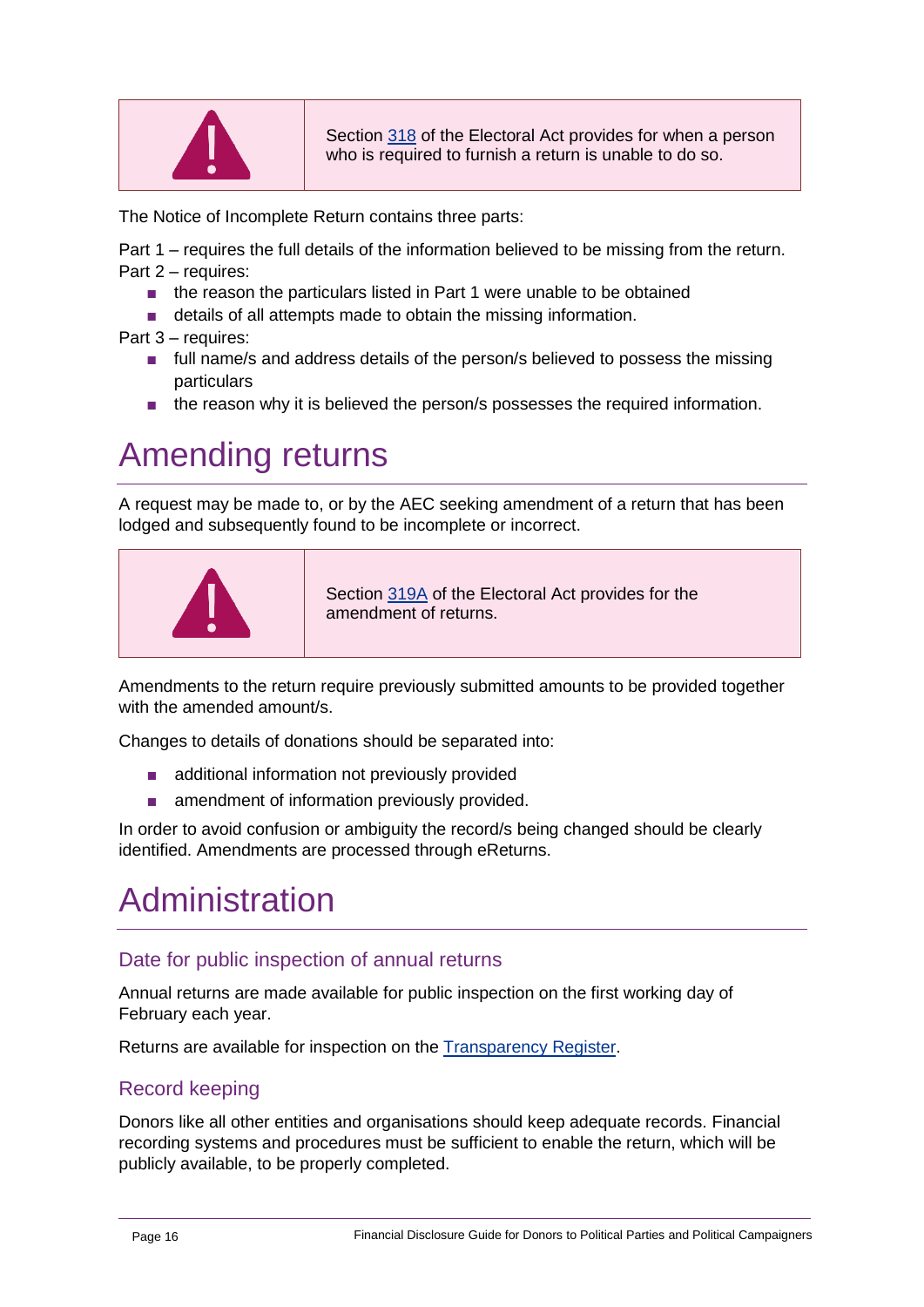> Section 318 of the Electoral Act provides for when a person who is required to furnish a return is unable to do so.

The Notice of Incomplete Return contains three parts:

Part 1 – requires the full details of the information believed to be missing from the return.

Part 2 – requires:

- the reason the particulars listed in Part 1 were unable to be obtained
- details of all attempts made to obtain the missing information.

Part 3 – requires:

- full name/s and address details of the person/s believed to possess the missing particulars
- the reason why it is believed the person/s possesses the required information.

# Amending returns

A request may be made to, or by the AEC seeking amendment of a return that has been lodged and subsequently found to be incomplete or incorrect.

> Section 319A of the Electoral Act provides for the amendment of returns.

Amendments to the return require previously submitted amounts to be provided together with the amended amount/s.

Changes to details of donations should be separated into:

- additional information not previously provided
- amendment of information previously provided.

In order to avoid confusion or ambiguity the record/s being changed should be clearly identified. Amendments are processed through eReturns.

# Administration

## Date for public inspection of annual returns

Annual returns are made available for public inspection on the first working day of February each year.

Returns are available for inspection on the Transparency Register.

## Record keeping

Donors like all other entities and organisations should keep adequate records. Financial recording systems and procedures must be sufficient to enable the return, which will be publicly available, to be properly completed.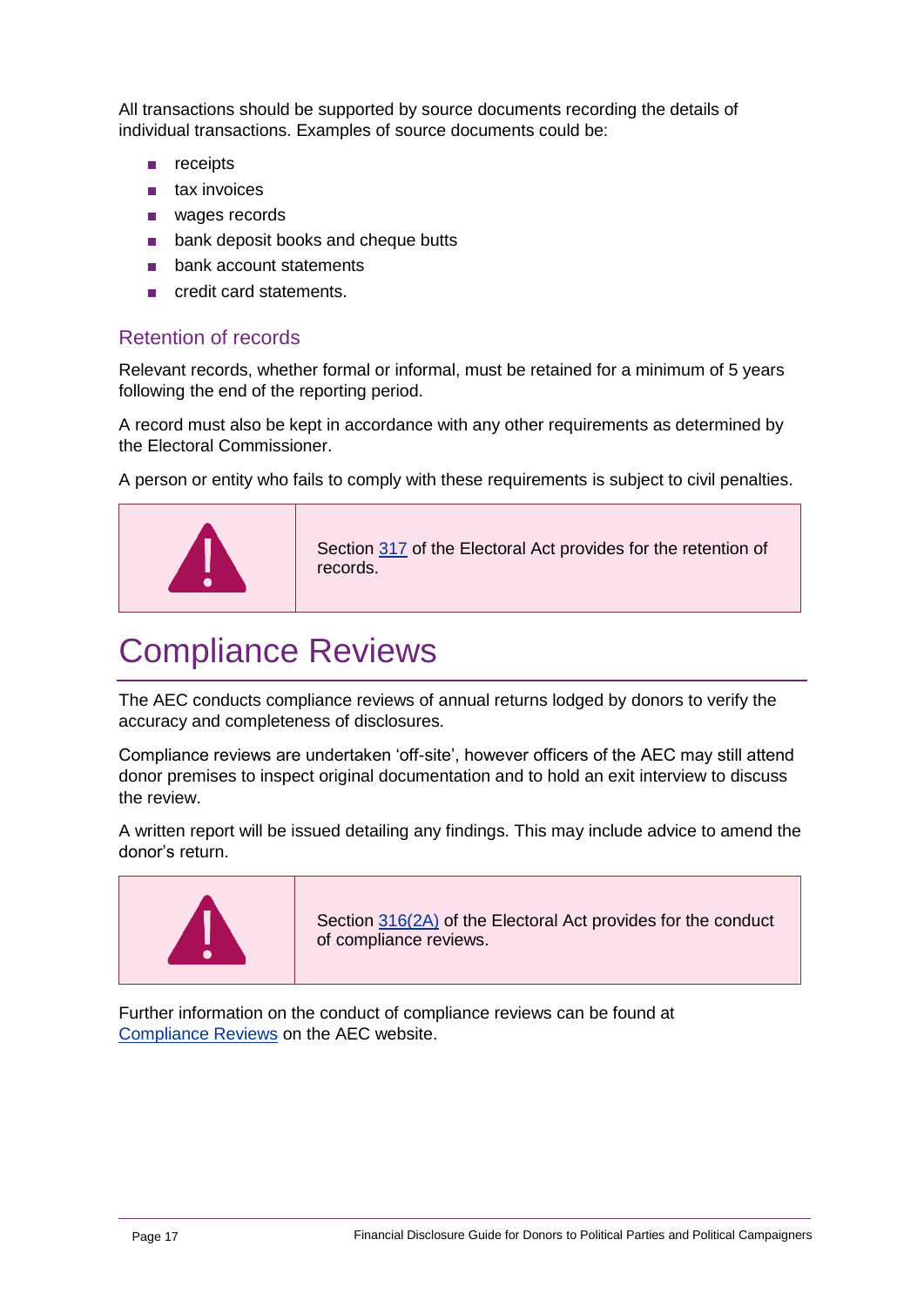All transactions should be supported by source documents recording the details of individual transactions. Examples of source documents could be:

- receipts
- tax invoices
- wages records
- bank deposit books and cheque butts
- bank account statements
- credit card statements.

### Retention of records

Relevant records, whether formal or informal, must be retained for a minimum of 5 years following the end of the reporting period.

A record must also be kept in accordance with any other requirements as determined by the Electoral Commissioner.

A person or entity who fails to comply with these requirements is subject to civil penalties.

> Section 317 of the Electoral Act provides for the retention of records.

## Compliance Reviews

The AEC conducts compliance reviews of annual returns lodged by donors to verify the accuracy and completeness of disclosures.

Compliance reviews are undertaken 'off-site', however officers of the AEC may still attend donor premises to inspect original documentation and to hold an exit interview to discuss the review.

A written report will be issued detailing any findings. This may include advice to amend the donor's return.

> Section 316(2A) of the Electoral Act provides for the conduct of compliance reviews.

Further information on the conduct of compliance reviews can be found at Compliance Reviews on the AEC website.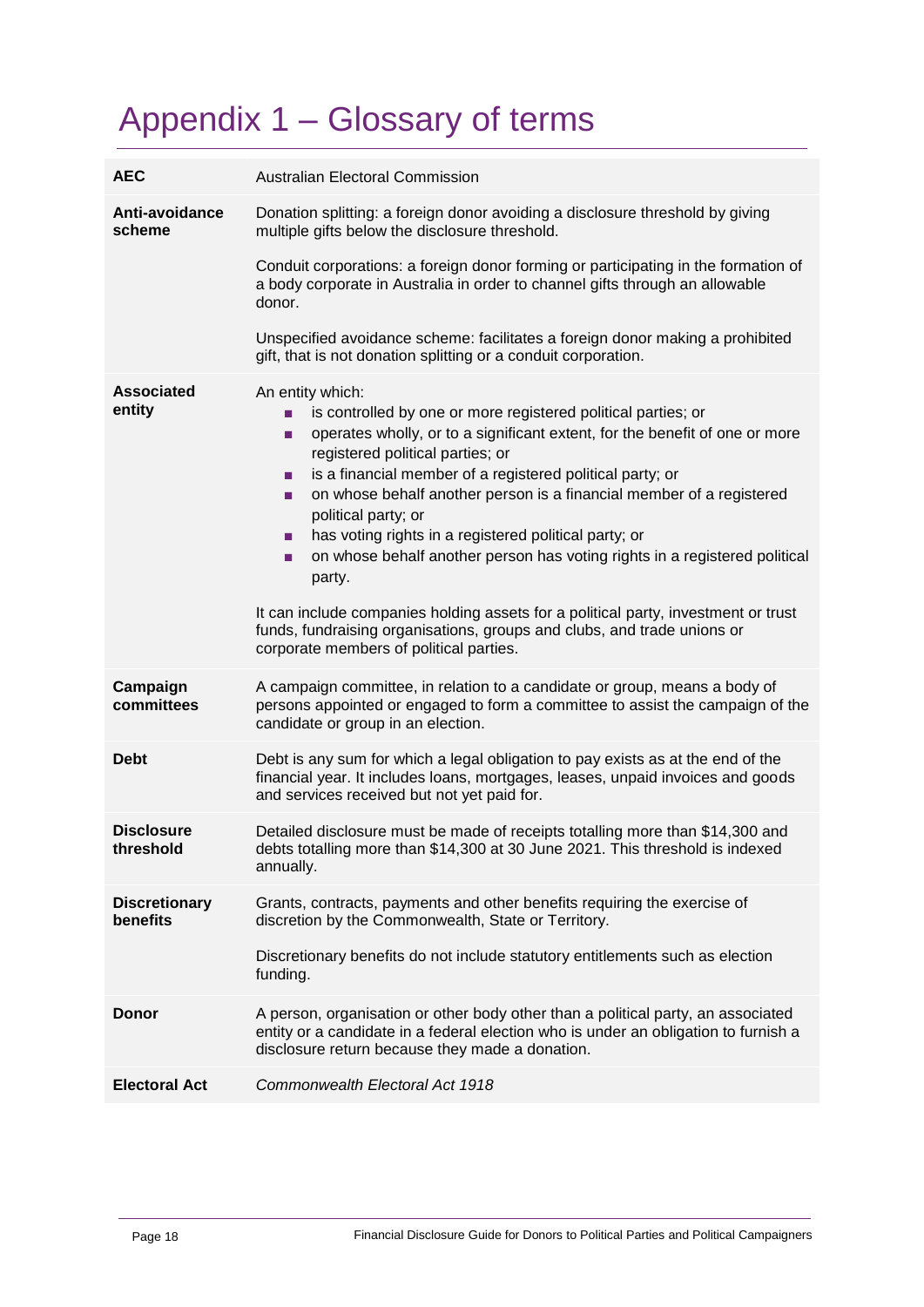# Appendix 1 – Glossary of terms

| | |
|---|---|
| **AEC** | Australian Electoral Commission |
| **Anti-avoidance scheme** | Donation splitting: a foreign donor avoiding a disclosure threshold by giving multiple gifts below the disclosure threshold.<br><br>Conduit corporations: a foreign donor forming or participating in the formation of a body corporate in Australia in order to channel gifts through an allowable donor.<br><br>Unspecified avoidance scheme: facilitates a foreign donor making a prohibited gift, that is not donation splitting or a conduit corporation. |
| **Associated entity** | An entity which:<br>■ is controlled by one or more registered political parties; or<br>■ operates wholly, or to a significant extent, for the benefit of one or more registered political parties; or<br>■ is a financial member of a registered political party; or<br>■ on whose behalf another person is a financial member of a registered political party; or<br>■ has voting rights in a registered political party; or<br>■ on whose behalf another person has voting rights in a registered political party.<br><br>It can include companies holding assets for a political party, investment or trust funds, fundraising organisations, groups and clubs, and trade unions or corporate members of political parties. |
| **Campaign committees** | A campaign committee, in relation to a candidate or group, means a body of persons appointed or engaged to form a committee to assist the campaign of the candidate or group in an election. |
| **Debt** | Debt is any sum for which a legal obligation to pay exists as at the end of the financial year. It includes loans, mortgages, leases, unpaid invoices and goods and services received but not yet paid for. |
| **Disclosure threshold** | Detailed disclosure must be made of receipts totalling more than $14,300 and debts totalling more than $14,300 at 30 June 2021. This threshold is indexed annually. |
| **Discretionary benefits** | Grants, contracts, payments and other benefits requiring the exercise of discretion by the Commonwealth, State or Territory.<br><br>Discretionary benefits do not include statutory entitlements such as election funding. |
| **Donor** | A person, organisation or other body other than a political party, an associated entity or a candidate in a federal election who is under an obligation to furnish a disclosure return because they made a donation. |
| **Electoral Act** | *Commonwealth Electoral Act 1918* |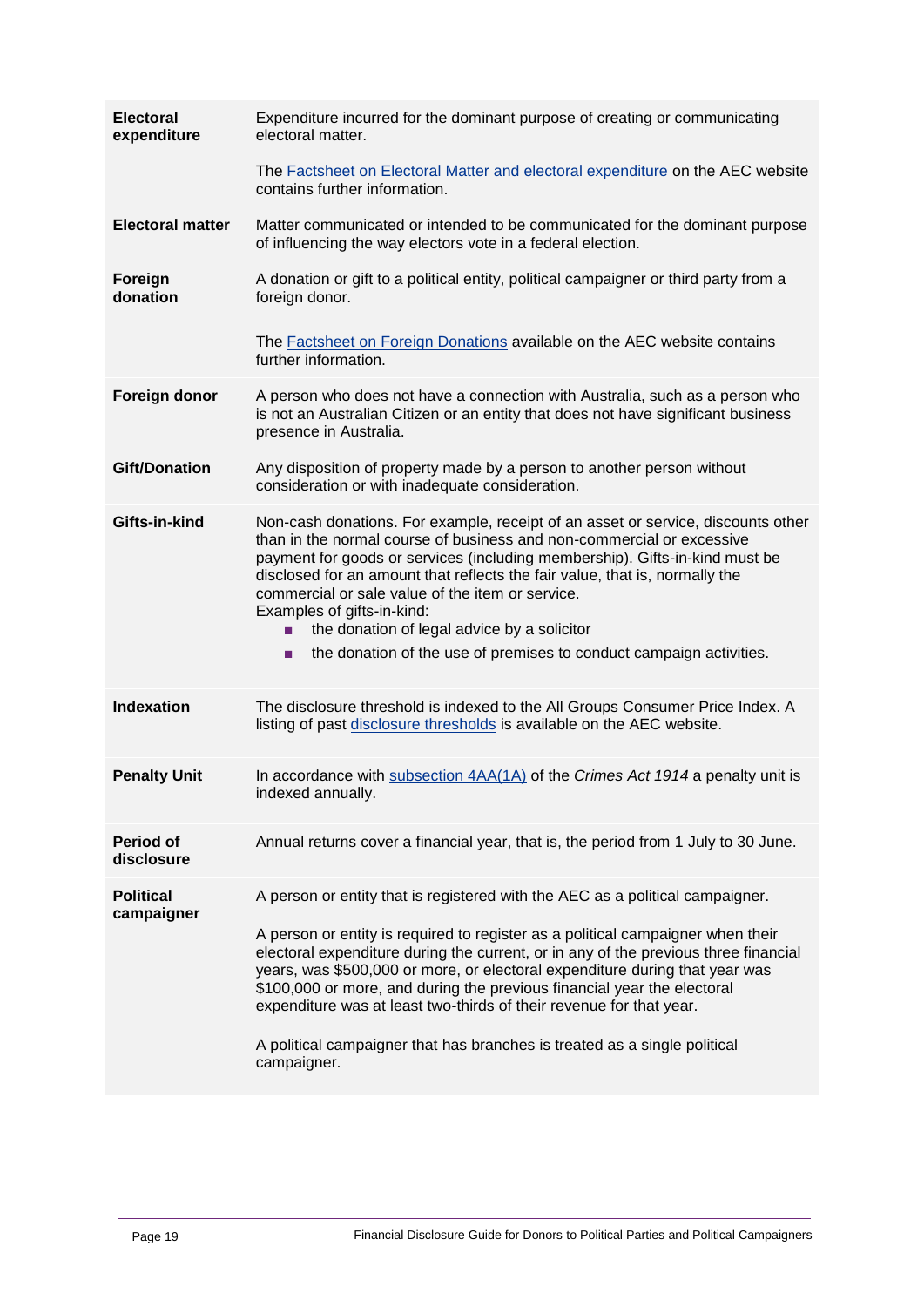| | |
|---|---|
| **Electoral expenditure** | Expenditure incurred for the dominant purpose of creating or communicating electoral matter.<br><br>The Factsheet on Electoral Matter and electoral expenditure on the AEC website contains further information. |
| **Electoral matter** | Matter communicated or intended to be communicated for the dominant purpose of influencing the way electors vote in a federal election. |
| **Foreign donation** | A donation or gift to a political entity, political campaigner or third party from a foreign donor.<br><br>The Factsheet on Foreign Donations available on the AEC website contains further information. |
| **Foreign donor** | A person who does not have a connection with Australia, such as a person who is not an Australian Citizen or an entity that does not have significant business presence in Australia. |
| **Gift/Donation** | Any disposition of property made by a person to another person without consideration or with inadequate consideration. |
| **Gifts-in-kind** | Non-cash donations. For example, receipt of an asset or service, discounts other than in the normal course of business and non-commercial or excessive payment for goods or services (including membership). Gifts-in-kind must be disclosed for an amount that reflects the fair value, that is, normally the commercial or sale value of the item or service.<br>Examples of gifts-in-kind:<br>- the donation of legal advice by a solicitor<br>- the donation of the use of premises to conduct campaign activities. |
| **Indexation** | The disclosure threshold is indexed to the All Groups Consumer Price Index. A listing of past disclosure thresholds is available on the AEC website. |
| **Penalty Unit** | In accordance with subsection 4AA(1A) of the *Crimes Act 1914* a penalty unit is indexed annually. |
| **Period of disclosure** | Annual returns cover a financial year, that is, the period from 1 July to 30 June. |
| **Political campaigner** | A person or entity that is registered with the AEC as a political campaigner.<br><br>A person or entity is required to register as a political campaigner when their electoral expenditure during the current, or in any of the previous three financial years, was $500,000 or more, or electoral expenditure during that year was $100,000 or more, and during the previous financial year the electoral expenditure was at least two-thirds of their revenue for that year.<br><br>A political campaigner that has branches is treated as a single political campaigner. |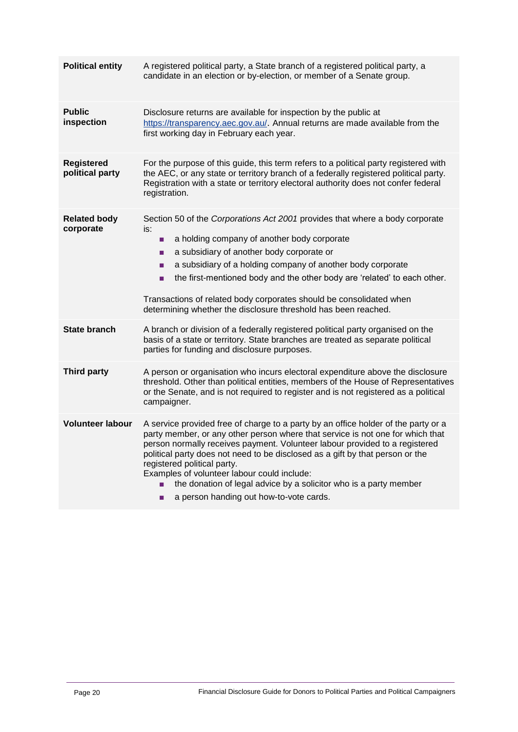| | |
|---|---|
| **Political entity** | A registered political party, a State branch of a registered political party, a candidate in an election or by-election, or member of a Senate group. |
| **Public inspection** | Disclosure returns are available for inspection by the public at [https://transparency.aec.gov.au/](https://transparency.aec.gov.au/). Annual returns are made available from the first working day in February each year. |
| **Registered political party** | For the purpose of this guide, this term refers to a political party registered with the AEC, or any state or territory branch of a federally registered political party. Registration with a state or territory electoral authority does not confer federal registration. |
| **Related body corporate** | Section 50 of the *Corporations Act 2001* provides that where a body corporate is:<br>■ a holding company of another body corporate<br>■ a subsidiary of another body corporate or<br>■ a subsidiary of a holding company of another body corporate<br>■ the first-mentioned body and the other body are 'related' to each other.<br><br>Transactions of related body corporates should be consolidated when determining whether the disclosure threshold has been reached. |
| **State branch** | A branch or division of a federally registered political party organised on the basis of a state or territory. State branches are treated as separate political parties for funding and disclosure purposes. |
| **Third party** | A person or organisation who incurs electoral expenditure above the disclosure threshold. Other than political entities, members of the House of Representatives or the Senate, and is not required to register and is not registered as a political campaigner. |
| **Volunteer labour** | A service provided free of charge to a party by an office holder of the party or a party member, or any other person where that service is not one for which that person normally receives payment. Volunteer labour provided to a registered political party does not need to be disclosed as a gift by that person or the registered political party.<br>Examples of volunteer labour could include:<br>■ the donation of legal advice by a solicitor who is a party member<br>■ a person handing out how-to-vote cards. |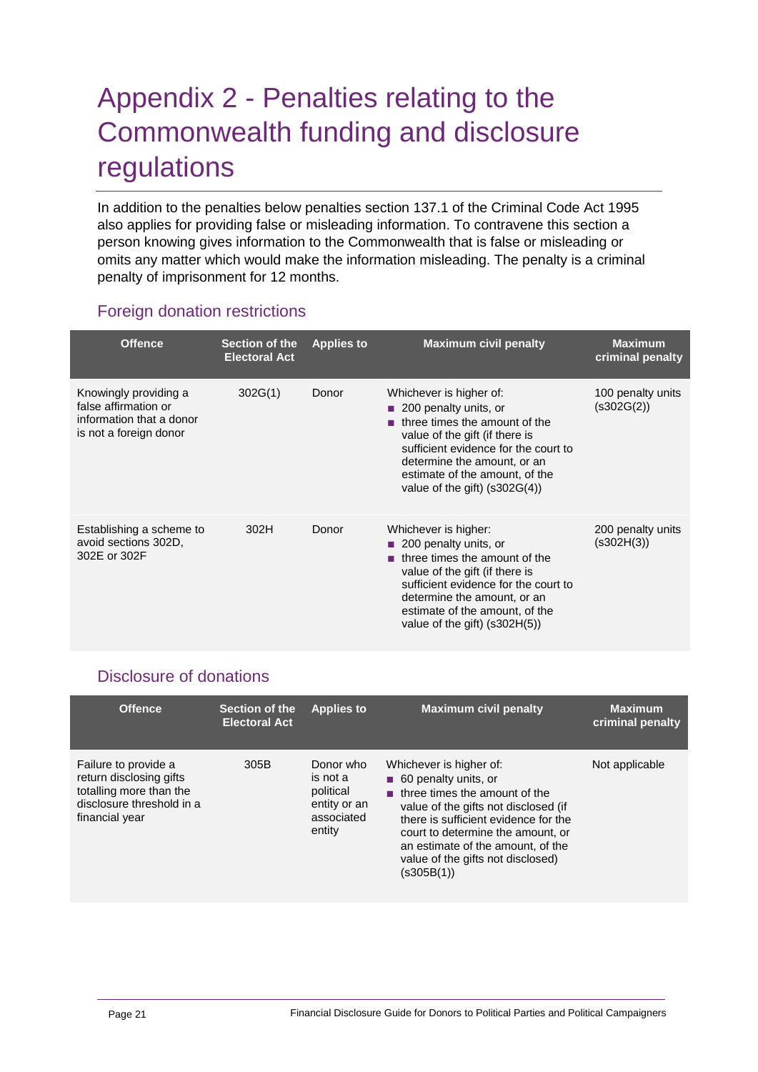# Appendix 2 - Penalties relating to the Commonwealth funding and disclosure regulations

In addition to the penalties below penalties section 137.1 of the Criminal Code Act 1995 also applies for providing false or misleading information. To contravene this section a person knowing gives information to the Commonwealth that is false or misleading or omits any matter which would make the information misleading. The penalty is a criminal penalty of imprisonment for 12 months.

## Foreign donation restrictions

| Offence | Section of the Electoral Act | Applies to | Maximum civil penalty | Maximum criminal penalty |
|---|---|---|---|---|
| Knowingly providing a false affirmation or information that a donor is not a foreign donor | 302G(1) | Donor | Whichever is higher of:<br>■ 200 penalty units, or<br>■ three times the amount of the value of the gift (if there is sufficient evidence for the court to determine the amount, or an estimate of the amount, of the value of the gift) (s302G(4)) | 100 penalty units (s302G(2)) |
| Establishing a scheme to avoid sections 302D, 302E or 302F | 302H | Donor | Whichever is higher:<br>■ 200 penalty units, or<br>■ three times the amount of the value of the gift (if there is sufficient evidence for the court to determine the amount, or an estimate of the amount, of the value of the gift) (s302H(5)) | 200 penalty units (s302H(3)) |

## Disclosure of donations

| Offence | Section of the Electoral Act | Applies to | Maximum civil penalty | Maximum criminal penalty |
|---|---|---|---|---|
| Failure to provide a return disclosing gifts totalling more than the disclosure threshold in a financial year | 305B | Donor who is not a political entity or an associated entity | Whichever is higher of:<br>■ 60 penalty units, or<br>■ three times the amount of the value of the gifts not disclosed (if there is sufficient evidence for the court to determine the amount, or an estimate of the amount, of the value of the gifts not disclosed) (s305B(1)) | Not applicable |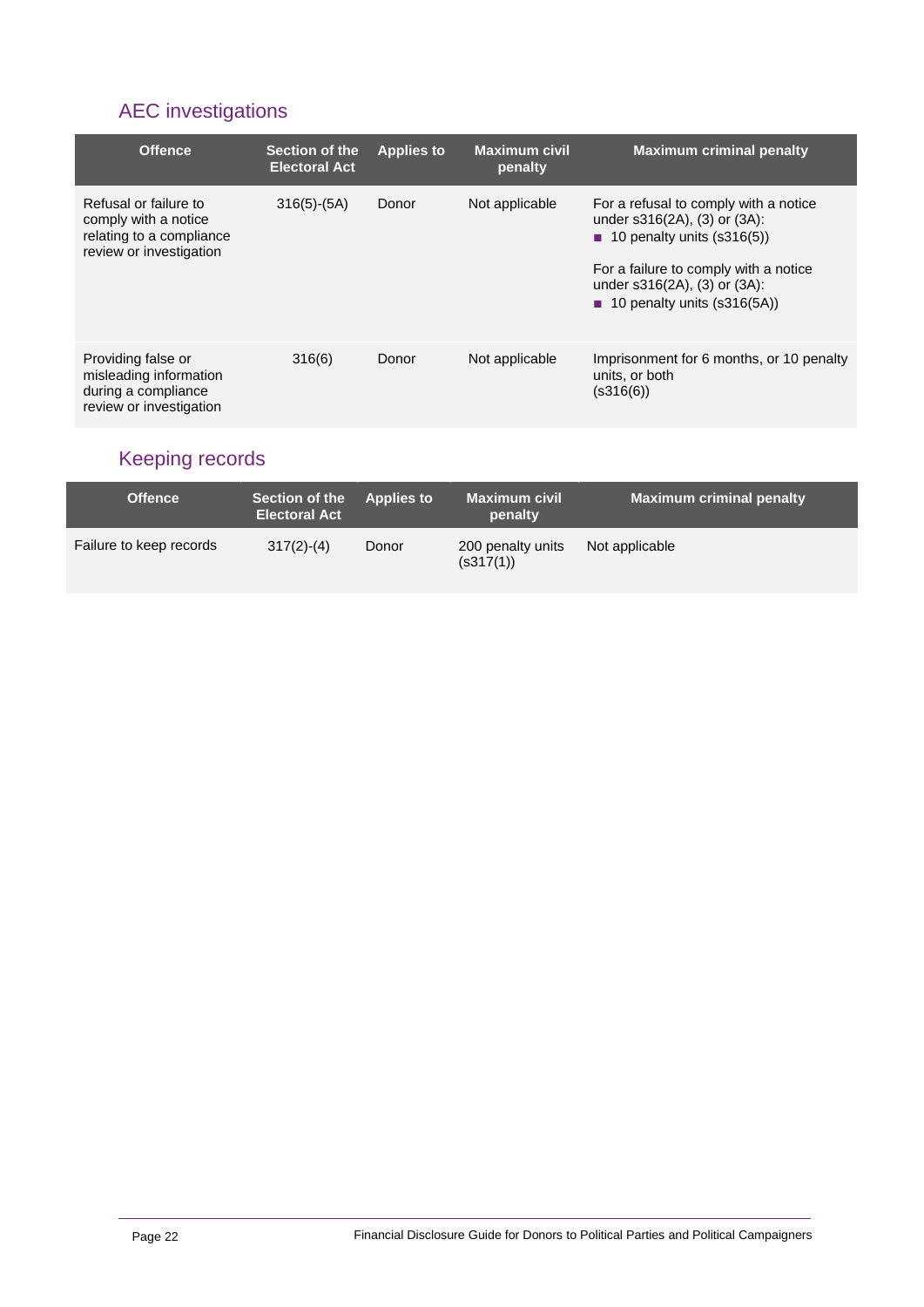## AEC investigations

| Offence | Section of the Electoral Act | Applies to | Maximum civil penalty | Maximum criminal penalty |
|---|---|---|---|---|
| Refusal or failure to comply with a notice relating to a compliance review or investigation | 316(5)-(5A) | Donor | Not applicable | For a refusal to comply with a notice under s316(2A), (3) or (3A): <br>■ 10 penalty units (s316(5)) <br><br>For a failure to comply with a notice under s316(2A), (3) or (3A): <br>■ 10 penalty units (s316(5A)) |
| Providing false or misleading information during a compliance review or investigation | 316(6) | Donor | Not applicable | Imprisonment for 6 months, or 10 penalty units, or both (s316(6)) |

## Keeping records

| Offence | Section of the Electoral Act | Applies to | Maximum civil penalty | Maximum criminal penalty |
|---|---|---|---|---|
| Failure to keep records | 317(2)-(4) | Donor | 200 penalty units (s317(1)) | Not applicable |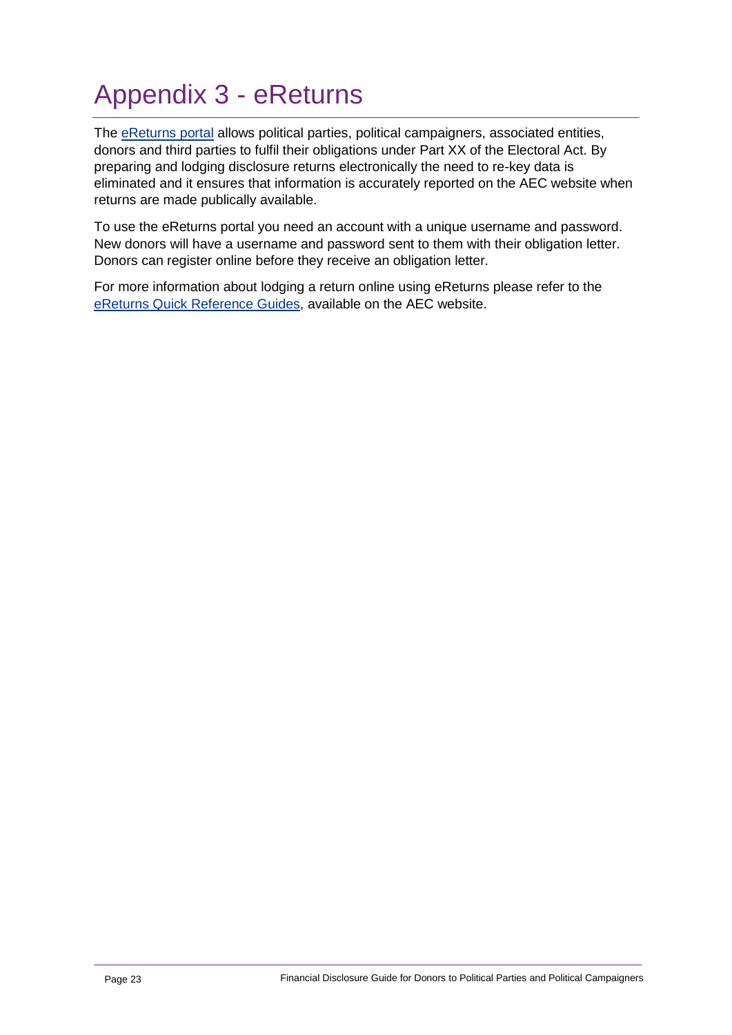# Appendix 3 - eReturns

The eReturns portal allows political parties, political campaigners, associated entities, donors and third parties to fulfil their obligations under Part XX of the Electoral Act. By preparing and lodging disclosure returns electronically the need to re-key data is eliminated and it ensures that information is accurately reported on the AEC website when returns are made publically available.

To use the eReturns portal you need an account with a unique username and password. New donors will have a username and password sent to them with their obligation letter. Donors can register online before they receive an obligation letter.

For more information about lodging a return online using eReturns please refer to the eReturns Quick Reference Guides, available on the AEC website.